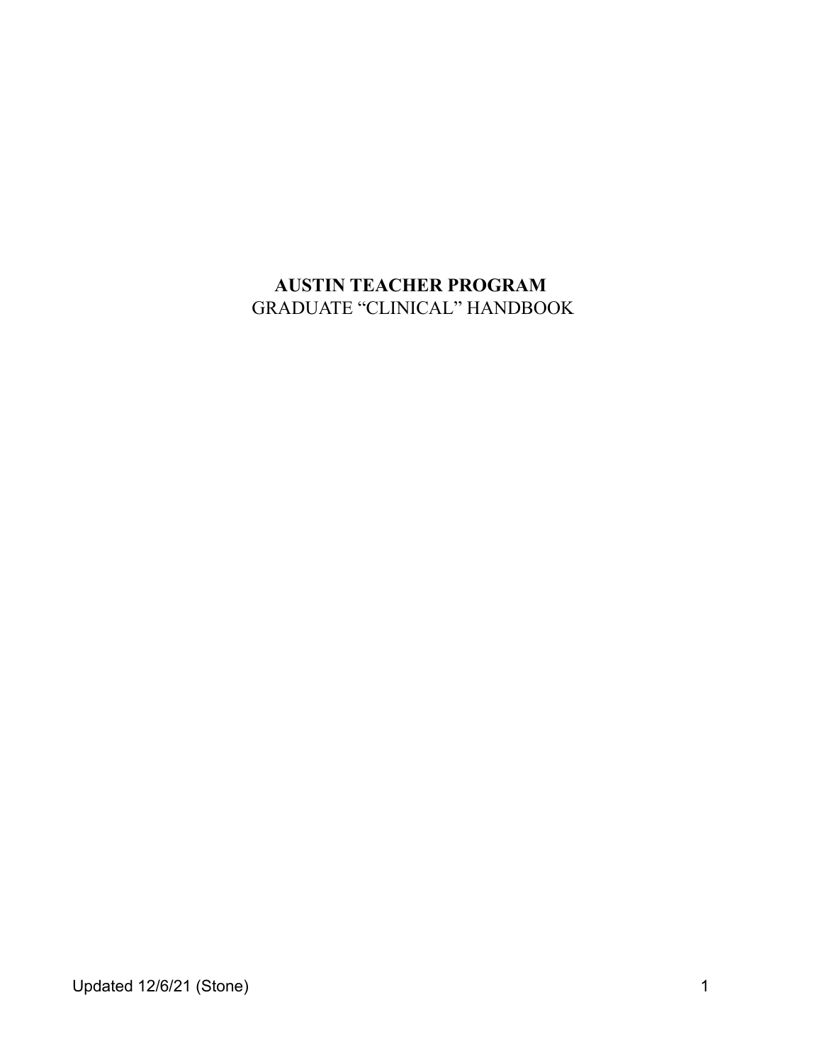# AUSTIN TEACHER PROGRAM

GRADUATE "CLINICAL" HANDBOOK

Updated 12/6/21 (Stone)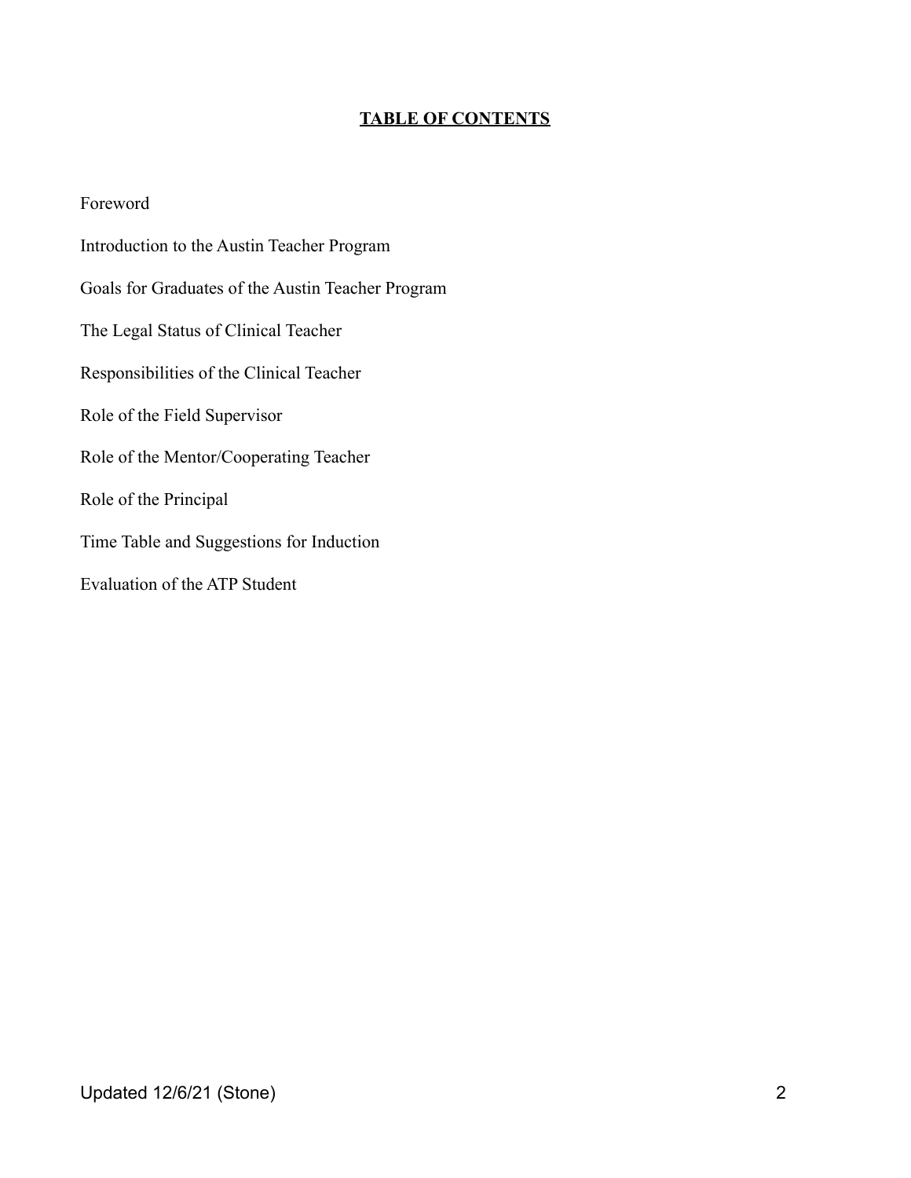# TABLE OF CONTENTS

Foreword

Introduction to the Austin Teacher Program

Goals for Graduates of the Austin Teacher Program

The Legal Status of Clinical Teacher

Responsibilities of the Clinical Teacher

Role of the Field Supervisor

Role of the Mentor/Cooperating Teacher

Role of the Principal

Time Table and Suggestions for Induction

Evaluation of the ATP Student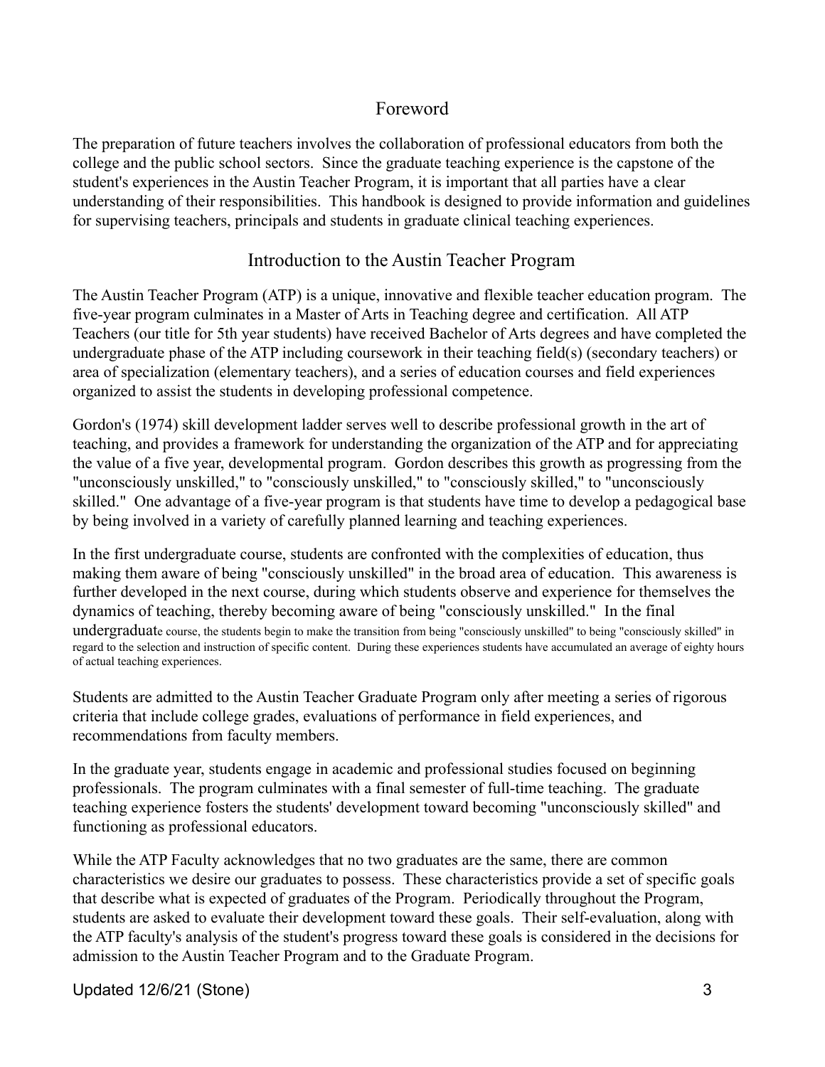## Foreword

The preparation of future teachers involves the collaboration of professional educators from both the college and the public school sectors. Since the graduate teaching experience is the capstone of the student's experiences in the Austin Teacher Program, it is important that all parties have a clear understanding of their responsibilities. This handbook is designed to provide information and guidelines for supervising teachers, principals and students in graduate clinical teaching experiences.

## Introduction to the Austin Teacher Program

The Austin Teacher Program (ATP) is a unique, innovative and flexible teacher education program. The five-year program culminates in a Master of Arts in Teaching degree and certification. All ATP Teachers (our title for 5th year students) have received Bachelor of Arts degrees and have completed the undergraduate phase of the ATP including coursework in their teaching field(s) (secondary teachers) or area of specialization (elementary teachers), and a series of education courses and field experiences organized to assist the students in developing professional competence.

Gordon's (1974) skill development ladder serves well to describe professional growth in the art of teaching, and provides a framework for understanding the organization of the ATP and for appreciating the value of a five year, developmental program. Gordon describes this growth as progressing from the "unconsciously unskilled," to "consciously unskilled," to "consciously skilled," to "unconsciously skilled." One advantage of a five-year program is that students have time to develop a pedagogical base by being involved in a variety of carefully planned learning and teaching experiences.

In the first undergraduate course, students are confronted with the complexities of education, thus making them aware of being "consciously unskilled" in the broad area of education. This awareness is further developed in the next course, during which students observe and experience for themselves the dynamics of teaching, thereby becoming aware of being "consciously unskilled." In the final undergraduate course, the students begin to make the transition from being "consciously unskilled" to being "consciously skilled" in regard to the selection and instruction of specific content. During these experiences students have accumulated an average of eighty hours of actual teaching experiences.

Students are admitted to the Austin Teacher Graduate Program only after meeting a series of rigorous criteria that include college grades, evaluations of performance in field experiences, and recommendations from faculty members.

In the graduate year, students engage in academic and professional studies focused on beginning professionals. The program culminates with a final semester of full-time teaching. The graduate teaching experience fosters the students' development toward becoming "unconsciously skilled" and functioning as professional educators.

While the ATP Faculty acknowledges that no two graduates are the same, there are common characteristics we desire our graduates to possess. These characteristics provide a set of specific goals that describe what is expected of graduates of the Program. Periodically throughout the Program, students are asked to evaluate their development toward these goals. Their self-evaluation, along with the ATP faculty's analysis of the student's progress toward these goals is considered in the decisions for admission to the Austin Teacher Program and to the Graduate Program.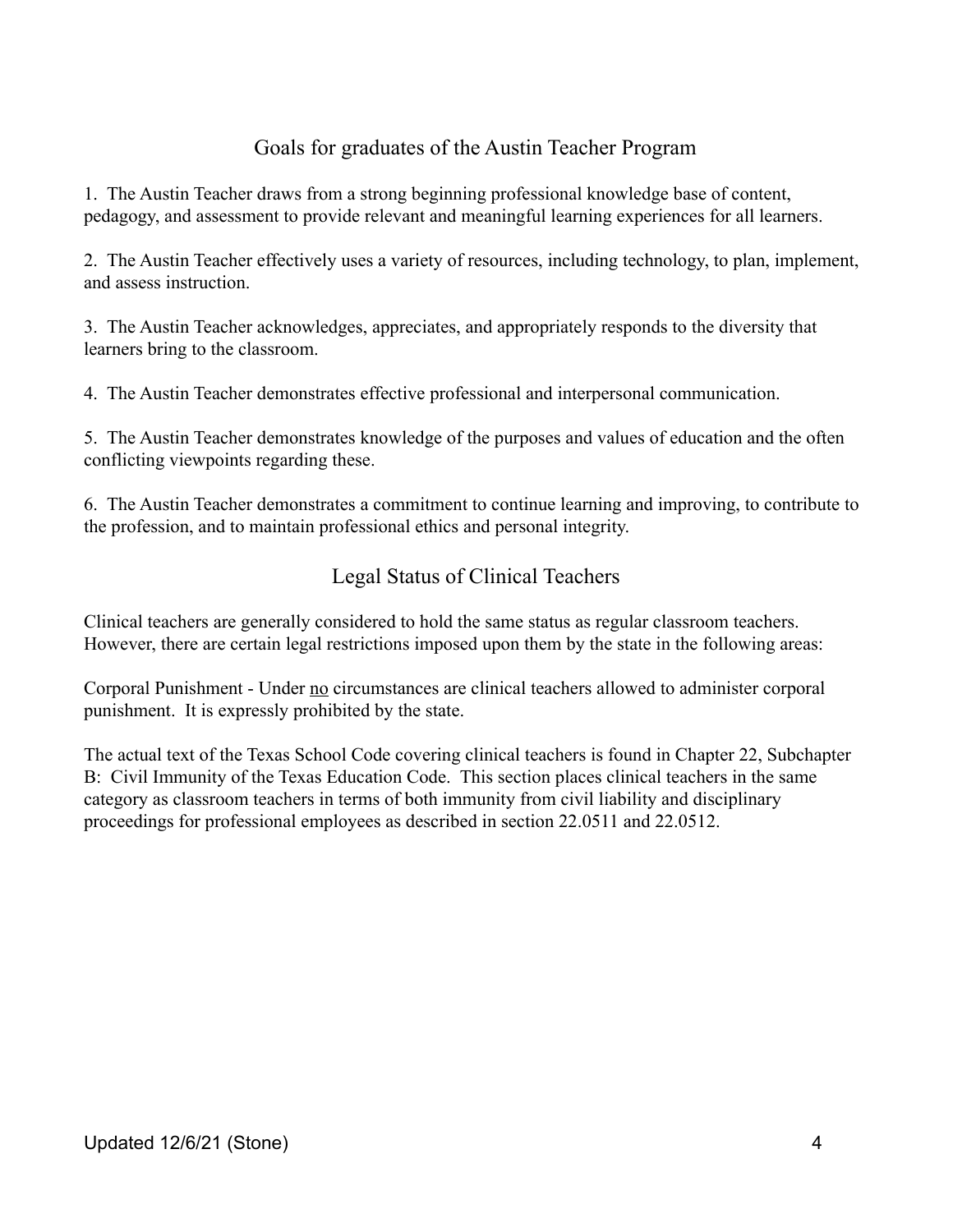## Goals for graduates of the Austin Teacher Program

1. The Austin Teacher draws from a strong beginning professional knowledge base of content, pedagogy, and assessment to provide relevant and meaningful learning experiences for all learners.

2. The Austin Teacher effectively uses a variety of resources, including technology, to plan, implement, and assess instruction.

3. The Austin Teacher acknowledges, appreciates, and appropriately responds to the diversity that learners bring to the classroom.

4. The Austin Teacher demonstrates effective professional and interpersonal communication.

5. The Austin Teacher demonstrates knowledge of the purposes and values of education and the often conflicting viewpoints regarding these.

6. The Austin Teacher demonstrates a commitment to continue learning and improving, to contribute to the profession, and to maintain professional ethics and personal integrity.

## Legal Status of Clinical Teachers

Clinical teachers are generally considered to hold the same status as regular classroom teachers. However, there are certain legal restrictions imposed upon them by the state in the following areas:

Corporal Punishment - Under <u>no</u> circumstances are clinical teachers allowed to administer corporal punishment. It is expressly prohibited by the state.

The actual text of the Texas School Code covering clinical teachers is found in Chapter 22, Subchapter B: Civil Immunity of the Texas Education Code. This section places clinical teachers in the same category as classroom teachers in terms of both immunity from civil liability and disciplinary proceedings for professional employees as described in section 22.0511 and 22.0512.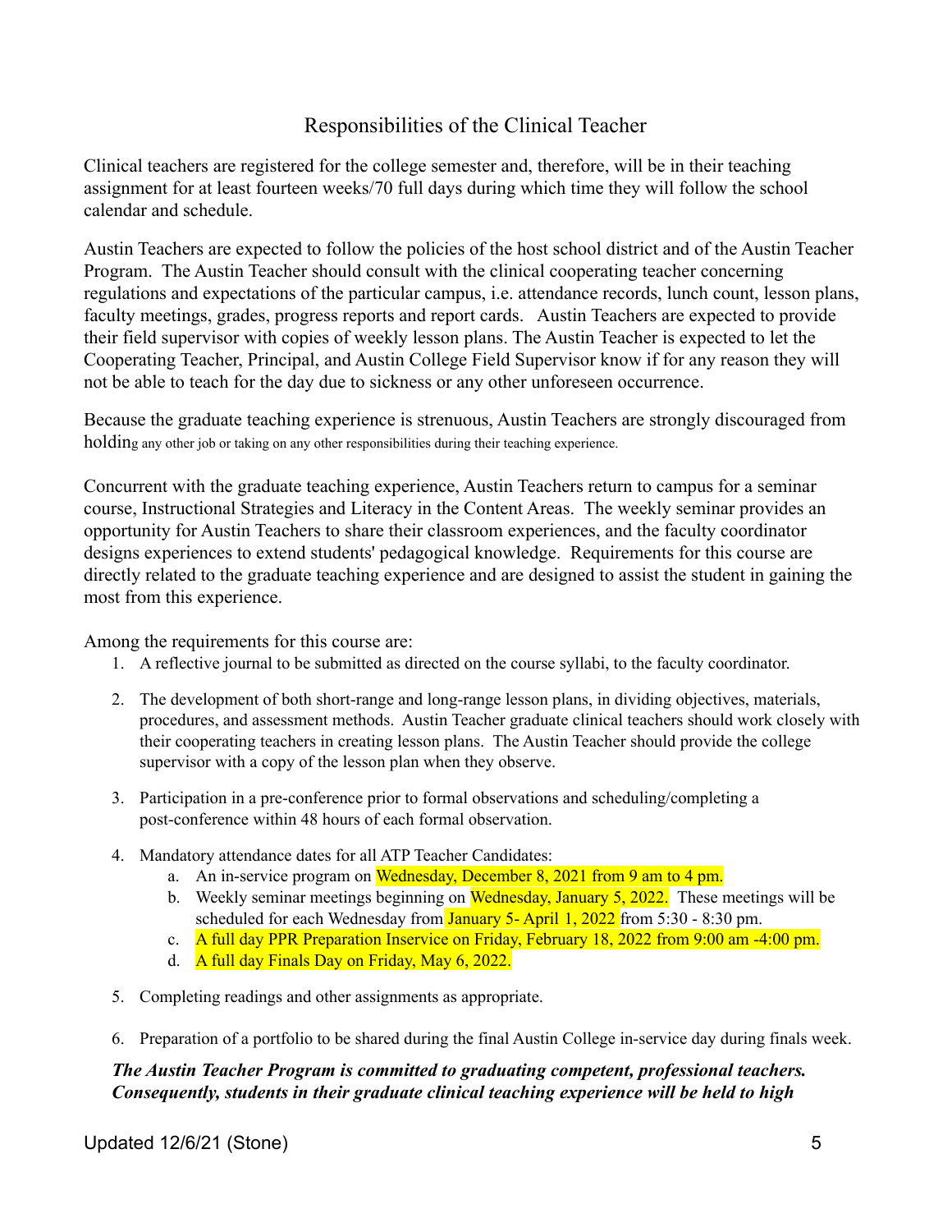## Responsibilities of the Clinical Teacher

Clinical teachers are registered for the college semester and, therefore, will be in their teaching assignment for at least fourteen weeks/70 full days during which time they will follow the school calendar and schedule.

Austin Teachers are expected to follow the policies of the host school district and of the Austin Teacher Program. The Austin Teacher should consult with the clinical cooperating teacher concerning regulations and expectations of the particular campus, i.e. attendance records, lunch count, lesson plans, faculty meetings, grades, progress reports and report cards. Austin Teachers are expected to provide their field supervisor with copies of weekly lesson plans. The Austin Teacher is expected to let the Cooperating Teacher, Principal, and Austin College Field Supervisor know if for any reason they will not be able to teach for the day due to sickness or any other unforeseen occurrence.

Because the graduate teaching experience is strenuous, Austin Teachers are strongly discouraged from holding any other job or taking on any other responsibilities during their teaching experience.

Concurrent with the graduate teaching experience, Austin Teachers return to campus for a seminar course, Instructional Strategies and Literacy in the Content Areas. The weekly seminar provides an opportunity for Austin Teachers to share their classroom experiences, and the faculty coordinator designs experiences to extend students' pedagogical knowledge. Requirements for this course are directly related to the graduate teaching experience and are designed to assist the student in gaining the most from this experience.

Among the requirements for this course are:

1. A reflective journal to be submitted as directed on the course syllabi, to the faculty coordinator.
2. The development of both short-range and long-range lesson plans, in dividing objectives, materials, procedures, and assessment methods. Austin Teacher graduate clinical teachers should work closely with their cooperating teachers in creating lesson plans. The Austin Teacher should provide the college supervisor with a copy of the lesson plan when they observe.
3. Participation in a pre-conference prior to formal observations and scheduling/completing a post-conference within 48 hours of each formal observation.
4. Mandatory attendance dates for all ATP Teacher Candidates:
   a. An in-service program on Wednesday, December 8, 2021 from 9 am to 4 pm.
   b. Weekly seminar meetings beginning on Wednesday, January 5, 2022. These meetings will be scheduled for each Wednesday from January 5- April 1, 2022 from 5:30 - 8:30 pm.
   c. A full day PPR Preparation Inservice on Friday, February 18, 2022 from 9:00 am -4:00 pm.
   d. A full day Finals Day on Friday, May 6, 2022.
5. Completing readings and other assignments as appropriate.
6. Preparation of a portfolio to be shared during the final Austin College in-service day during finals week.

***The Austin Teacher Program is committed to graduating competent, professional teachers. Consequently, students in their graduate clinical teaching experience will be held to high***

Updated 12/6/21 (Stone)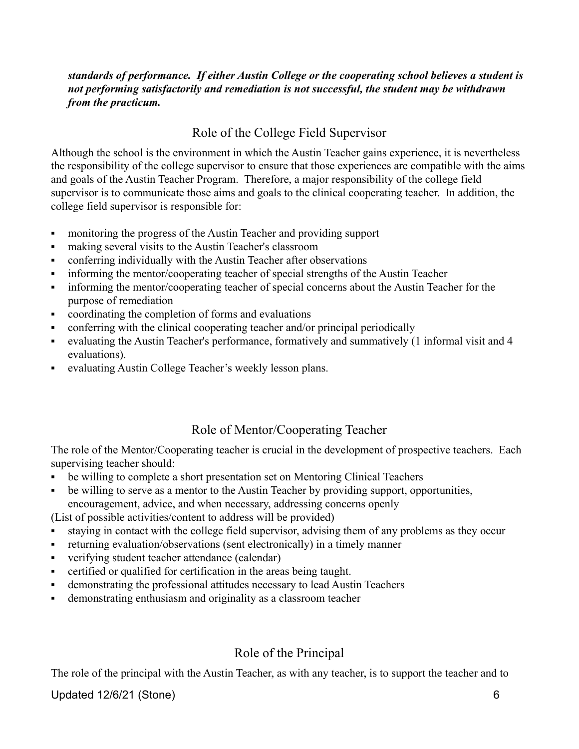***standards of performance. If either Austin College or the cooperating school believes a student is not performing satisfactorily and remediation is not successful, the student may be withdrawn from the practicum.***

## Role of the College Field Supervisor

Although the school is the environment in which the Austin Teacher gains experience, it is nevertheless the responsibility of the college supervisor to ensure that those experiences are compatible with the aims and goals of the Austin Teacher Program. Therefore, a major responsibility of the college field supervisor is to communicate those aims and goals to the clinical cooperating teacher. In addition, the college field supervisor is responsible for:

- monitoring the progress of the Austin Teacher and providing support
- making several visits to the Austin Teacher's classroom
- conferring individually with the Austin Teacher after observations
- informing the mentor/cooperating teacher of special strengths of the Austin Teacher
- informing the mentor/cooperating teacher of special concerns about the Austin Teacher for the purpose of remediation
- coordinating the completion of forms and evaluations
- conferring with the clinical cooperating teacher and/or principal periodically
- evaluating the Austin Teacher's performance, formatively and summatively (1 informal visit and 4 evaluations).
- evaluating Austin College Teacher's weekly lesson plans.

## Role of Mentor/Cooperating Teacher

The role of the Mentor/Cooperating teacher is crucial in the development of prospective teachers. Each supervising teacher should:

- be willing to complete a short presentation set on Mentoring Clinical Teachers
- be willing to serve as a mentor to the Austin Teacher by providing support, opportunities, encouragement, advice, and when necessary, addressing concerns openly

(List of possible activities/content to address will be provided)

- staying in contact with the college field supervisor, advising them of any problems as they occur
- returning evaluation/observations (sent electronically) in a timely manner
- verifying student teacher attendance (calendar)
- certified or qualified for certification in the areas being taught.
- demonstrating the professional attitudes necessary to lead Austin Teachers
- demonstrating enthusiasm and originality as a classroom teacher

## Role of the Principal

The role of the principal with the Austin Teacher, as with any teacher, is to support the teacher and to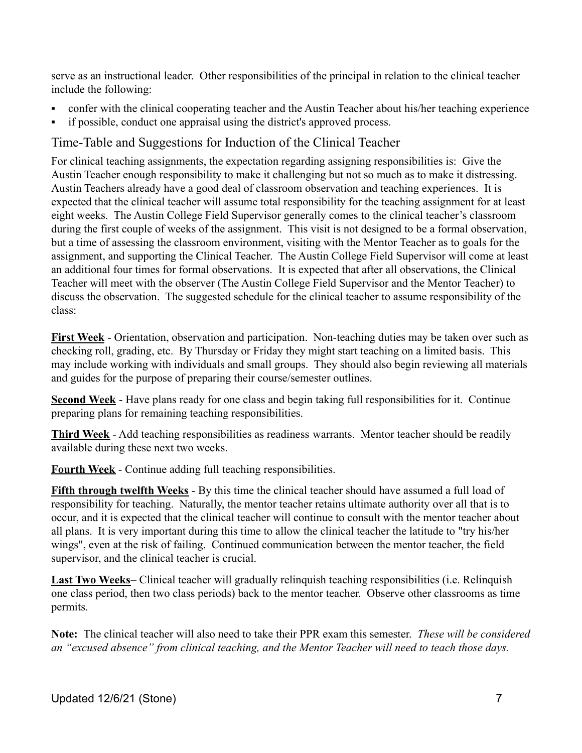serve as an instructional leader. Other responsibilities of the principal in relation to the clinical teacher include the following:

- confer with the clinical cooperating teacher and the Austin Teacher about his/her teaching experience
- if possible, conduct one appraisal using the district's approved process.

## Time-Table and Suggestions for Induction of the Clinical Teacher

For clinical teaching assignments, the expectation regarding assigning responsibilities is: Give the Austin Teacher enough responsibility to make it challenging but not so much as to make it distressing. Austin Teachers already have a good deal of classroom observation and teaching experiences. It is expected that the clinical teacher will assume total responsibility for the teaching assignment for at least eight weeks. The Austin College Field Supervisor generally comes to the clinical teacher's classroom during the first couple of weeks of the assignment. This visit is not designed to be a formal observation, but a time of assessing the classroom environment, visiting with the Mentor Teacher as to goals for the assignment, and supporting the Clinical Teacher. The Austin College Field Supervisor will come at least an additional four times for formal observations. It is expected that after all observations, the Clinical Teacher will meet with the observer (The Austin College Field Supervisor and the Mentor Teacher) to discuss the observation. The suggested schedule for the clinical teacher to assume responsibility of the class:

**First Week** - Orientation, observation and participation. Non-teaching duties may be taken over such as checking roll, grading, etc. By Thursday or Friday they might start teaching on a limited basis. This may include working with individuals and small groups. They should also begin reviewing all materials and guides for the purpose of preparing their course/semester outlines.

**Second Week** - Have plans ready for one class and begin taking full responsibilities for it. Continue preparing plans for remaining teaching responsibilities.

**Third Week** - Add teaching responsibilities as readiness warrants. Mentor teacher should be readily available during these next two weeks.

**Fourth Week** - Continue adding full teaching responsibilities.

**Fifth through twelfth Weeks** - By this time the clinical teacher should have assumed a full load of responsibility for teaching. Naturally, the mentor teacher retains ultimate authority over all that is to occur, and it is expected that the clinical teacher will continue to consult with the mentor teacher about all plans. It is very important during this time to allow the clinical teacher the latitude to "try his/her wings", even at the risk of failing. Continued communication between the mentor teacher, the field supervisor, and the clinical teacher is crucial.

**Last Two Weeks**– Clinical teacher will gradually relinquish teaching responsibilities (i.e. Relinquish one class period, then two class periods) back to the mentor teacher. Observe other classrooms as time permits.

**Note:** The clinical teacher will also need to take their PPR exam this semester. *These will be considered an "excused absence" from clinical teaching, and the Mentor Teacher will need to teach those days.*

Updated 12/6/21 (Stone)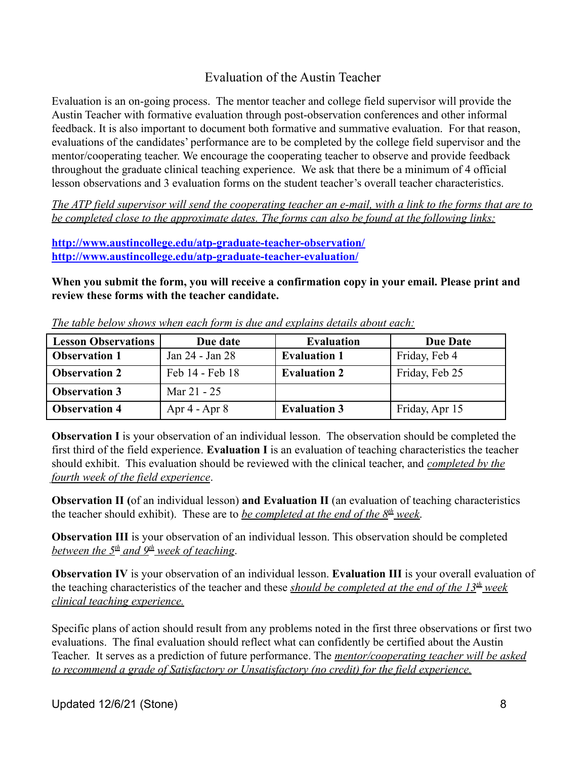# Evaluation of the Austin Teacher

Evaluation is an on-going process. The mentor teacher and college field supervisor will provide the Austin Teacher with formative evaluation through post-observation conferences and other informal feedback. It is also important to document both formative and summative evaluation. For that reason, evaluations of the candidates' performance are to be completed by the college field supervisor and the mentor/cooperating teacher. We encourage the cooperating teacher to observe and provide feedback throughout the graduate clinical teaching experience. We ask that there be a minimum of 4 official lesson observations and 3 evaluation forms on the student teacher's overall teacher characteristics.

*The ATP field supervisor will send the cooperating teacher an e-mail, with a link to the forms that are to be completed close to the approximate dates. The forms can also be found at the following links:*

**http://www.austincollege.edu/atp-graduate-teacher-observation/**
**http://www.austincollege.edu/atp-graduate-teacher-evaluation/**

**When you submit the form, you will receive a confirmation copy in your email. Please print and review these forms with the teacher candidate.**

*The table below shows when each form is due and explains details about each:*

| Lesson Observations | Due date | Evaluation | Due Date |
|---|---|---|---|
| **Observation 1** | Jan 24 - Jan 28 | **Evaluation 1** | Friday, Feb 4 |
| **Observation 2** | Feb 14 - Feb 18 | **Evaluation 2** | Friday, Feb 25 |
| **Observation 3** | Mar 21 - 25 | | |
| **Observation 4** | Apr 4 - Apr 8 | **Evaluation 3** | Friday, Apr 15 |

**Observation I** is your observation of an individual lesson. The observation should be completed the first third of the field experience. **Evaluation I** is an evaluation of teaching characteristics the teacher should exhibit. This evaluation should be reviewed with the clinical teacher, and *completed by the fourth week of the field experience*.

**Observation II (**of an individual lesson) **and Evaluation II** (an evaluation of teaching characteristics the teacher should exhibit). These are to *be completed at the end of the 8th week*.

**Observation III** is your observation of an individual lesson. This observation should be completed *between the 5th and 9th week of teaching*.

**Observation IV** is your observation of an individual lesson. **Evaluation III** is your overall evaluation of the teaching characteristics of the teacher and these *should be completed at the end of the 13th week clinical teaching experience.*

Specific plans of action should result from any problems noted in the first three observations or first two evaluations. The final evaluation should reflect what can confidently be certified about the Austin Teacher. It serves as a prediction of future performance. The *mentor/cooperating teacher will be asked to recommend a grade of Satisfactory or Unsatisfactory (no credit) for the field experience.*

Updated 12/6/21 (Stone)